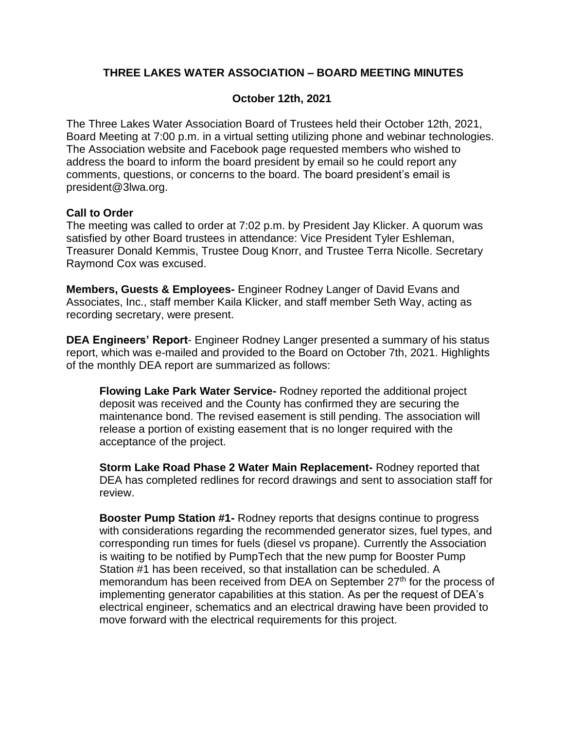# THREE LAKES WATER ASSOCIATION – BOARD MEETING MINUTES

## October 12th, 2021

The Three Lakes Water Association Board of Trustees held their October 12th, 2021, Board Meeting at 7:00 p.m. in a virtual setting utilizing phone and webinar technologies. The Association website and Facebook page requested members who wished to address the board to inform the board president by email so he could report any comments, questions, or concerns to the board. The board president's email is president@3lwa.org.

**Call to Order**
The meeting was called to order at 7:02 p.m. by President Jay Klicker. A quorum was satisfied by other Board trustees in attendance: Vice President Tyler Eshleman, Treasurer Donald Kemmis, Trustee Doug Knorr, and Trustee Terra Nicolle. Secretary Raymond Cox was excused.

**Members, Guests & Employees-** Engineer Rodney Langer of David Evans and Associates, Inc., staff member Kaila Klicker, and staff member Seth Way, acting as recording secretary, were present.

**DEA Engineers' Report**- Engineer Rodney Langer presented a summary of his status report, which was e-mailed and provided to the Board on October 7th, 2021. Highlights of the monthly DEA report are summarized as follows:

> **Flowing Lake Park Water Service-** Rodney reported the additional project deposit was received and the County has confirmed they are securing the maintenance bond. The revised easement is still pending. The association will release a portion of existing easement that is no longer required with the acceptance of the project.
>
> **Storm Lake Road Phase 2 Water Main Replacement-** Rodney reported that DEA has completed redlines for record drawings and sent to association staff for review.
>
> **Booster Pump Station #1-** Rodney reports that designs continue to progress with considerations regarding the recommended generator sizes, fuel types, and corresponding run times for fuels (diesel vs propane). Currently the Association is waiting to be notified by PumpTech that the new pump for Booster Pump Station #1 has been received, so that installation can be scheduled. A memorandum has been received from DEA on September 27th for the process of implementing generator capabilities at this station. As per the request of DEA's electrical engineer, schematics and an electrical drawing have been provided to move forward with the electrical requirements for this project.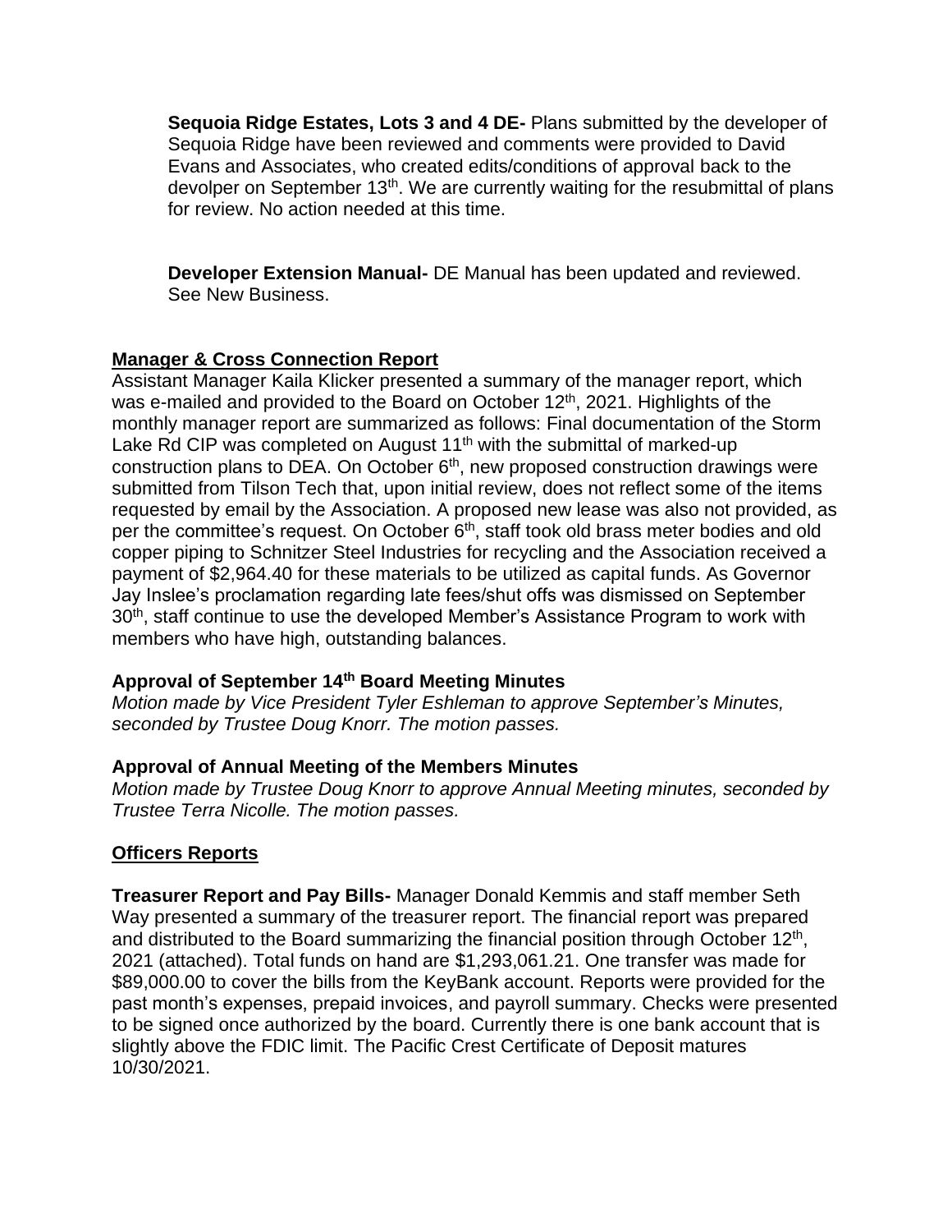**Sequoia Ridge Estates, Lots 3 and 4 DE-** Plans submitted by the developer of Sequoia Ridge have been reviewed and comments were provided to David Evans and Associates, who created edits/conditions of approval back to the devolper on September 13th. We are currently waiting for the resubmittal of plans for review. No action needed at this time.

**Developer Extension Manual-** DE Manual has been updated and reviewed. See New Business.

## Manager & Cross Connection Report

Assistant Manager Kaila Klicker presented a summary of the manager report, which was e-mailed and provided to the Board on October 12th, 2021. Highlights of the monthly manager report are summarized as follows: Final documentation of the Storm Lake Rd CIP was completed on August 11th with the submittal of marked-up construction plans to DEA. On October 6th, new proposed construction drawings were submitted from Tilson Tech that, upon initial review, does not reflect some of the items requested by email by the Association. A proposed new lease was also not provided, as per the committee's request. On October 6th, staff took old brass meter bodies and old copper piping to Schnitzer Steel Industries for recycling and the Association received a payment of $2,964.40 for these materials to be utilized as capital funds. As Governor Jay Inslee's proclamation regarding late fees/shut offs was dismissed on September 30th, staff continue to use the developed Member's Assistance Program to work with members who have high, outstanding balances.

### Approval of September 14th Board Meeting Minutes

*Motion made by Vice President Tyler Eshleman to approve September's Minutes, seconded by Trustee Doug Knorr. The motion passes.*

### Approval of Annual Meeting of the Members Minutes

*Motion made by Trustee Doug Knorr to approve Annual Meeting minutes, seconded by Trustee Terra Nicolle. The motion passes.*

## Officers Reports

**Treasurer Report and Pay Bills-** Manager Donald Kemmis and staff member Seth Way presented a summary of the treasurer report. The financial report was prepared and distributed to the Board summarizing the financial position through October 12th, 2021 (attached). Total funds on hand are $1,293,061.21. One transfer was made for $89,000.00 to cover the bills from the KeyBank account. Reports were provided for the past month's expenses, prepaid invoices, and payroll summary. Checks were presented to be signed once authorized by the board. Currently there is one bank account that is slightly above the FDIC limit. The Pacific Crest Certificate of Deposit matures 10/30/2021.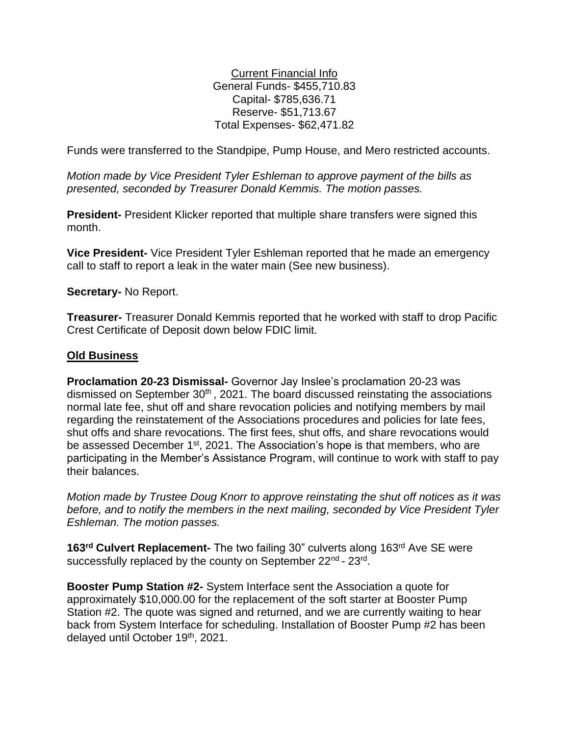<u>Current Financial Info</u>
General Funds- $455,710.83
Capital- $785,636.71
Reserve- $51,713.67
Total Expenses- $62,471.82

Funds were transferred to the Standpipe, Pump House, and Mero restricted accounts.

*Motion made by Vice President Tyler Eshleman to approve payment of the bills as presented, seconded by Treasurer Donald Kemmis. The motion passes.*

**President-** President Klicker reported that multiple share transfers were signed this month.

**Vice President-** Vice President Tyler Eshleman reported that he made an emergency call to staff to report a leak in the water main (See new business).

**Secretary-** No Report.

**Treasurer-** Treasurer Donald Kemmis reported that he worked with staff to drop Pacific Crest Certificate of Deposit down below FDIC limit.

## Old Business

**Proclamation 20-23 Dismissal-** Governor Jay Inslee's proclamation 20-23 was dismissed on September 30th, 2021. The board discussed reinstating the associations normal late fee, shut off and share revocation policies and notifying members by mail regarding the reinstatement of the Associations procedures and policies for late fees, shut offs and share revocations. The first fees, shut offs, and share revocations would be assessed December 1st, 2021. The Association's hope is that members, who are participating in the Member's Assistance Program, will continue to work with staff to pay their balances.

*Motion made by Trustee Doug Knorr to approve reinstating the shut off notices as it was before, and to notify the members in the next mailing, seconded by Vice President Tyler Eshleman. The motion passes.*

**163rd Culvert Replacement-** The two failing 30" culverts along 163rd Ave SE were successfully replaced by the county on September 22nd - 23rd.

**Booster Pump Station #2-** System Interface sent the Association a quote for approximately $10,000.00 for the replacement of the soft starter at Booster Pump Station #2. The quote was signed and returned, and we are currently waiting to hear back from System Interface for scheduling. Installation of Booster Pump #2 has been delayed until October 19th, 2021.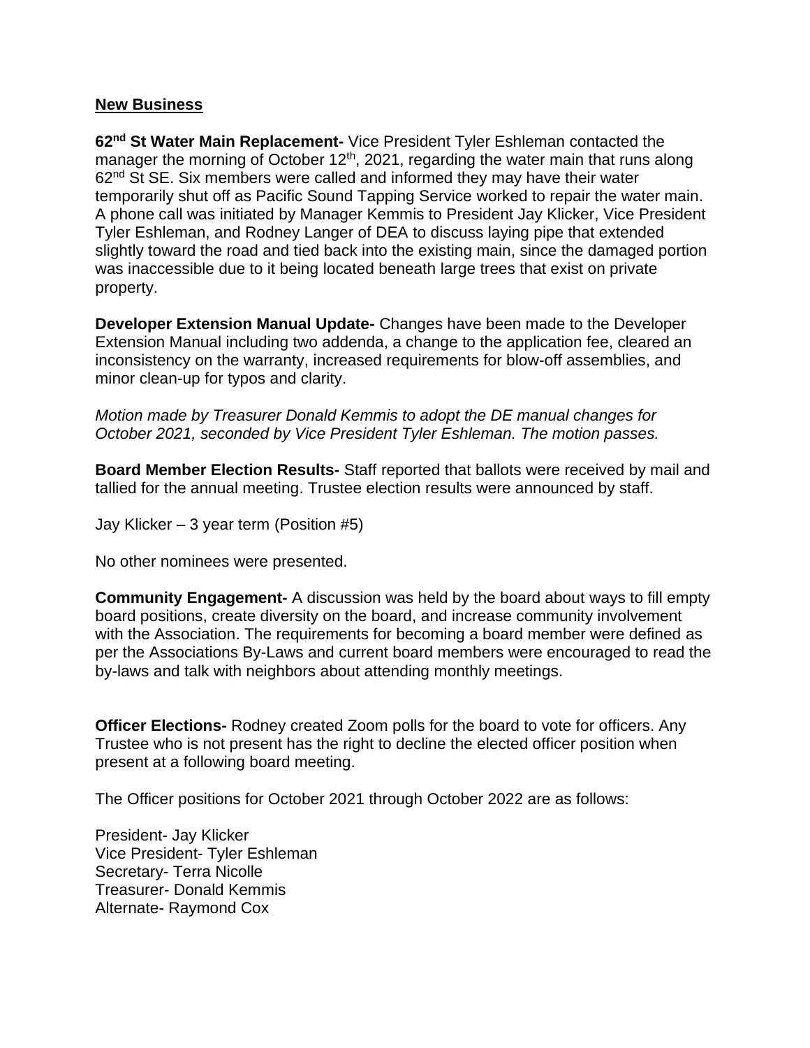## New Business

**62nd St Water Main Replacement-** Vice President Tyler Eshleman contacted the manager the morning of October 12th, 2021, regarding the water main that runs along 62nd St SE. Six members were called and informed they may have their water temporarily shut off as Pacific Sound Tapping Service worked to repair the water main. A phone call was initiated by Manager Kemmis to President Jay Klicker, Vice President Tyler Eshleman, and Rodney Langer of DEA to discuss laying pipe that extended slightly toward the road and tied back into the existing main, since the damaged portion was inaccessible due to it being located beneath large trees that exist on private property.

**Developer Extension Manual Update-** Changes have been made to the Developer Extension Manual including two addenda, a change to the application fee, cleared an inconsistency on the warranty, increased requirements for blow-off assemblies, and minor clean-up for typos and clarity.

*Motion made by Treasurer Donald Kemmis to adopt the DE manual changes for October 2021, seconded by Vice President Tyler Eshleman. The motion passes.*

**Board Member Election Results-** Staff reported that ballots were received by mail and tallied for the annual meeting. Trustee election results were announced by staff.

Jay Klicker – 3 year term (Position #5)

No other nominees were presented.

**Community Engagement-** A discussion was held by the board about ways to fill empty board positions, create diversity on the board, and increase community involvement with the Association. The requirements for becoming a board member were defined as per the Associations By-Laws and current board members were encouraged to read the by-laws and talk with neighbors about attending monthly meetings.

**Officer Elections-** Rodney created Zoom polls for the board to vote for officers. Any Trustee who is not present has the right to decline the elected officer position when present at a following board meeting.

The Officer positions for October 2021 through October 2022 are as follows:

President- Jay Klicker
Vice President- Tyler Eshleman
Secretary- Terra Nicolle
Treasurer- Donald Kemmis
Alternate- Raymond Cox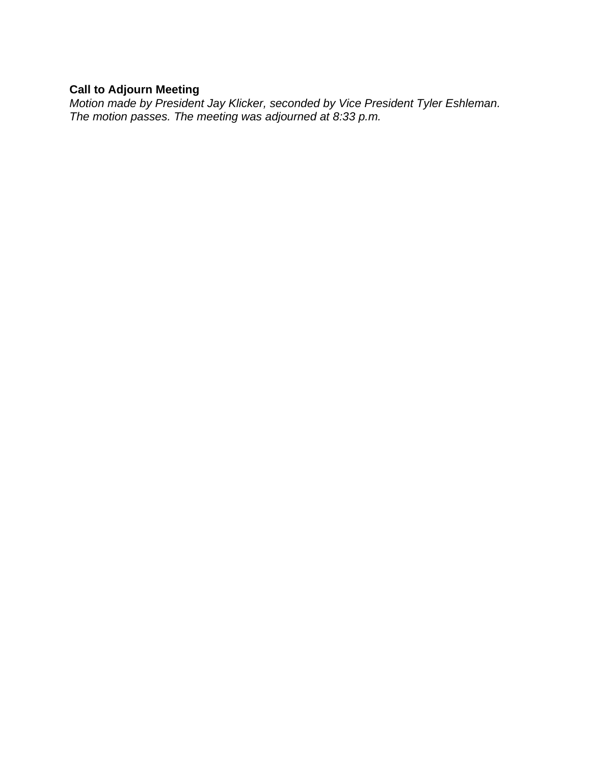**Call to Adjourn Meeting**

*Motion made by President Jay Klicker, seconded by Vice President Tyler Eshleman. The motion passes. The meeting was adjourned at 8:33 p.m.*